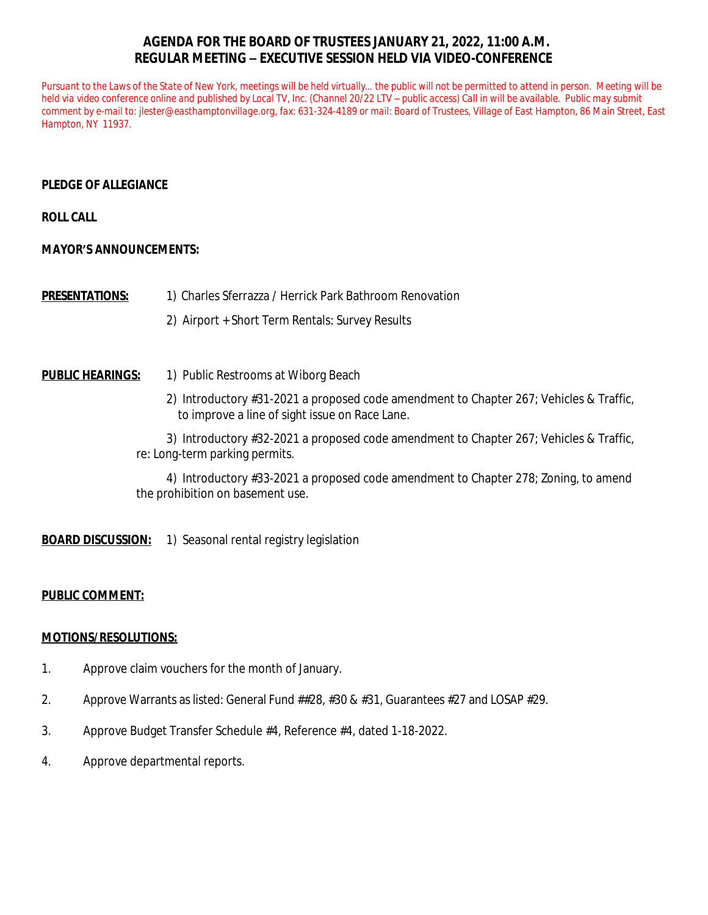# AGENDA FOR THE BOARD OF TRUSTEES JANUARY 21, 2022, 11:00 A.M.
## REGULAR MEETING – EXECUTIVE SESSION HELD VIA VIDEO-CONFERENCE

*Pursuant to the Laws of the State of New York, meetings will be held virtually… the public will not be permitted to attend in person. Meeting will be held via video conference online and published by Local TV, Inc. (Channel 20/22 LTV – public access) Call in will be available. Public may submit comment by e-mail to: jlester@easthamptonvillage.org, fax: 631-324-4189 or mail: Board of Trustees, Village of East Hampton, 86 Main Street, East Hampton, NY 11937.*

**PLEDGE OF ALLEGIANCE**

**ROLL CALL**

**MAYOR'S ANNOUNCEMENTS:**

**PRESENTATIONS:**

1) Charles Sferrazza / Herrick Park Bathroom Renovation
2) Airport + Short Term Rentals: Survey Results

**PUBLIC HEARINGS:**

1) Public Restrooms at Wiborg Beach
2) Introductory #31-2021 a proposed code amendment to Chapter 267; Vehicles & Traffic, to improve a line of sight issue on Race Lane.
3) Introductory #32-2021 a proposed code amendment to Chapter 267; Vehicles & Traffic, re: Long-term parking permits.
4) Introductory #33-2021 a proposed code amendment to Chapter 278; Zoning, to amend the prohibition on basement use.

**BOARD DISCUSSION:**

1) Seasonal rental registry legislation

**PUBLIC COMMENT:**

**MOTIONS/RESOLUTIONS:**

1. Approve claim vouchers for the month of January.
2. Approve Warrants as listed: General Fund ##28, #30 & #31, Guarantees #27 and LOSAP #29.
3. Approve Budget Transfer Schedule #4, Reference #4, dated 1-18-2022.
4. Approve departmental reports.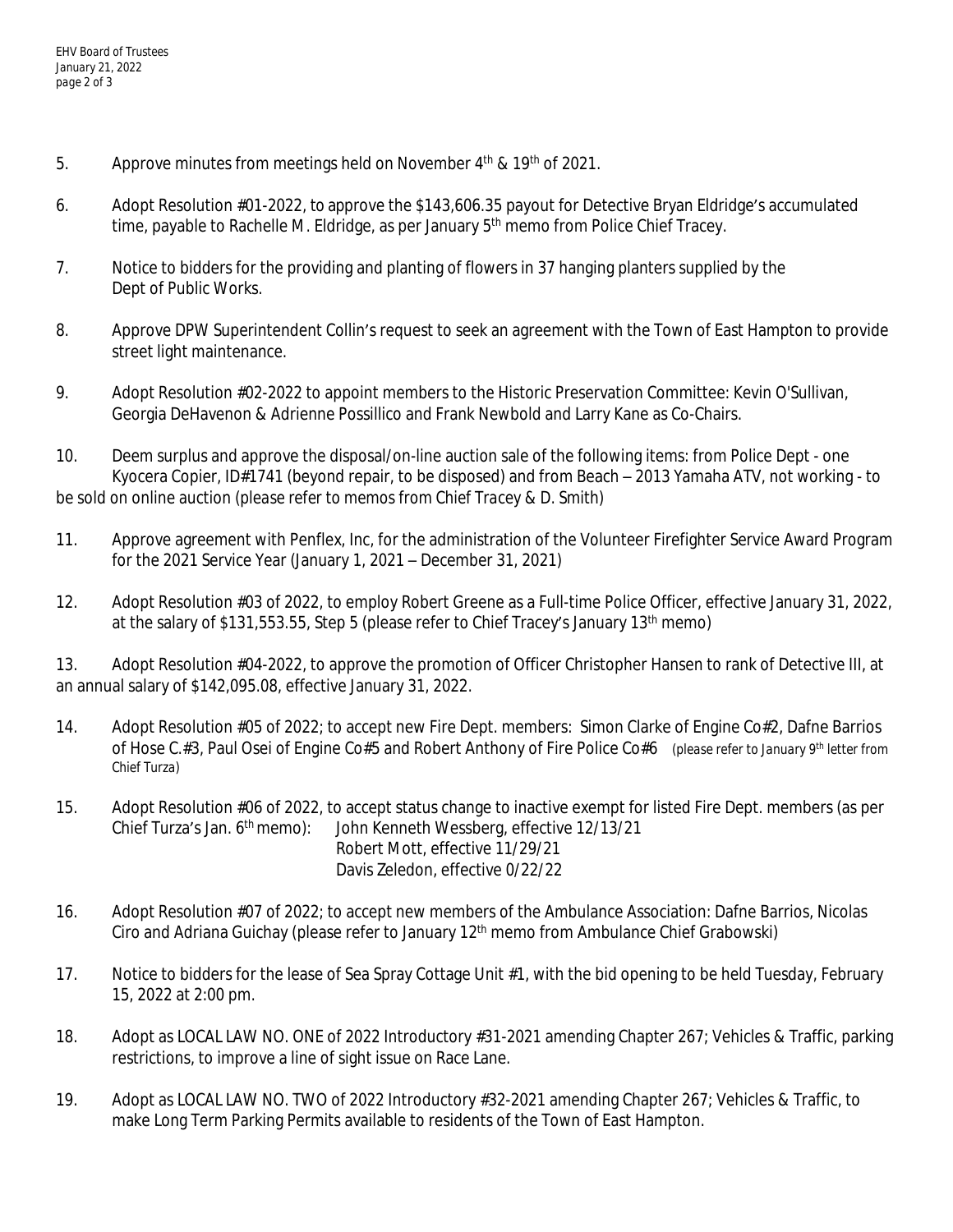5. Approve minutes from meetings held on November 4th & 19th of 2021.

6. Adopt Resolution #01-2022, to approve the $143,606.35 payout for Detective Bryan Eldridge's accumulated time, payable to Rachelle M. Eldridge, as per January 5th memo from Police Chief Tracey.

7. Notice to bidders for the providing and planting of flowers in 37 hanging planters supplied by the Dept of Public Works.

8. Approve DPW Superintendent Collin's request to seek an agreement with the Town of East Hampton to provide street light maintenance.

9. Adopt Resolution #02-2022 to appoint members to the Historic Preservation Committee: Kevin O'Sullivan, Georgia DeHavenon & Adrienne Possillico and Frank Newbold and Larry Kane as Co-Chairs.

10. Deem surplus and approve the disposal/on-line auction sale of the following items: from Police Dept - one Kyocera Copier, ID#1741 (beyond repair, to be disposed) and from Beach – 2013 Yamaha ATV, not working - to be sold on online auction (please refer to memos from Chief Tracey & D. Smith)

11. Approve agreement with Penflex, Inc, for the administration of the Volunteer Firefighter Service Award Program for the 2021 Service Year (January 1, 2021 – December 31, 2021)

12. Adopt Resolution #03 of 2022, to employ Robert Greene as a Full-time Police Officer, effective January 31, 2022, at the salary of $131,553.55, Step 5 (please refer to Chief Tracey's January 13th memo)

13. Adopt Resolution #04-2022, to approve the promotion of Officer Christopher Hansen to rank of Detective III, at an annual salary of $142,095.08, effective January 31, 2022.

14. Adopt Resolution #05 of 2022; to accept new Fire Dept. members: Simon Clarke of Engine Co#2, Dafne Barrios of Hose C.#3, Paul Osei of Engine Co#5 and Robert Anthony of Fire Police Co#6 (please refer to January 9th letter from Chief Turza)

15. Adopt Resolution #06 of 2022, to accept status change to inactive exempt for listed Fire Dept. members (as per Chief Turza's Jan. 6th memo):
    - John Kenneth Wessberg, effective 12/13/21
    - Robert Mott, effective 11/29/21
    - Davis Zeledon, effective 0/22/22

16. Adopt Resolution #07 of 2022; to accept new members of the Ambulance Association: Dafne Barrios, Nicolas Ciro and Adriana Guichay (please refer to January 12th memo from Ambulance Chief Grabowski)

17. Notice to bidders for the lease of Sea Spray Cottage Unit #1, with the bid opening to be held Tuesday, February 15, 2022 at 2:00 pm.

18. Adopt as LOCAL LAW NO. ONE of 2022 Introductory #31-2021 amending Chapter 267; Vehicles & Traffic, parking restrictions, to improve a line of sight issue on Race Lane.

19. Adopt as LOCAL LAW NO. TWO of 2022 Introductory #32-2021 amending Chapter 267; Vehicles & Traffic, to make Long Term Parking Permits available to residents of the Town of East Hampton.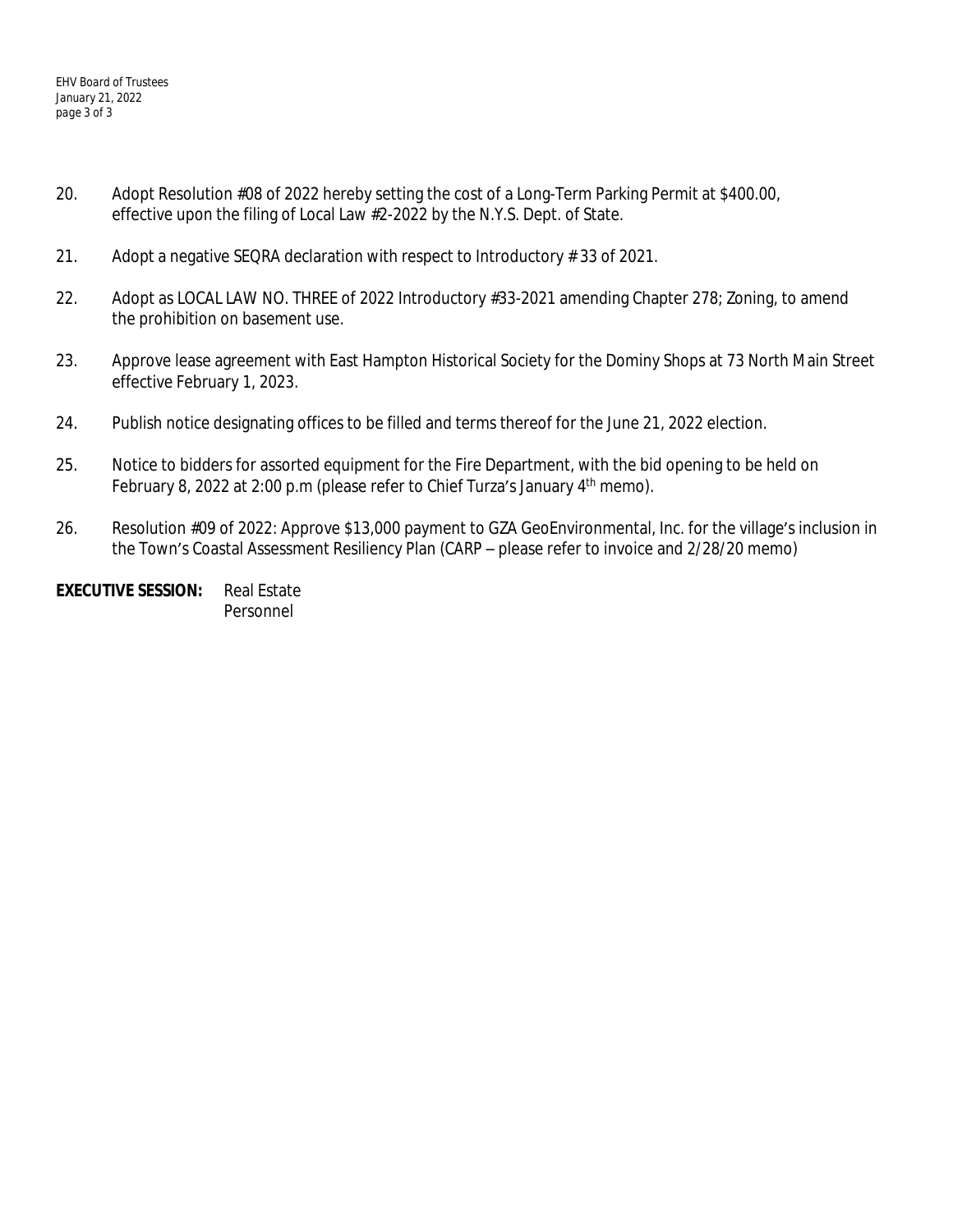20. Adopt Resolution #08 of 2022 hereby setting the cost of a Long-Term Parking Permit at $400.00, effective upon the filing of Local Law #2-2022 by the N.Y.S. Dept. of State.

21. Adopt a negative SEQRA declaration with respect to Introductory # 33 of 2021.

22. Adopt as LOCAL LAW NO. THREE of 2022 Introductory #33-2021 amending Chapter 278; Zoning, to amend the prohibition on basement use.

23. Approve lease agreement with East Hampton Historical Society for the Dominy Shops at 73 North Main Street effective February 1, 2023.

24. Publish notice designating offices to be filled and terms thereof for the June 21, 2022 election.

25. Notice to bidders for assorted equipment for the Fire Department, with the bid opening to be held on February 8, 2022 at 2:00 p.m (please refer to Chief Turza's January 4th memo).

26. Resolution #09 of 2022: Approve $13,000 payment to GZA GeoEnvironmental, Inc. for the village's inclusion in the Town's Coastal Assessment Resiliency Plan (CARP – please refer to invoice and 2/28/20 memo)

**EXECUTIVE SESSION:** Real Estate
Personnel